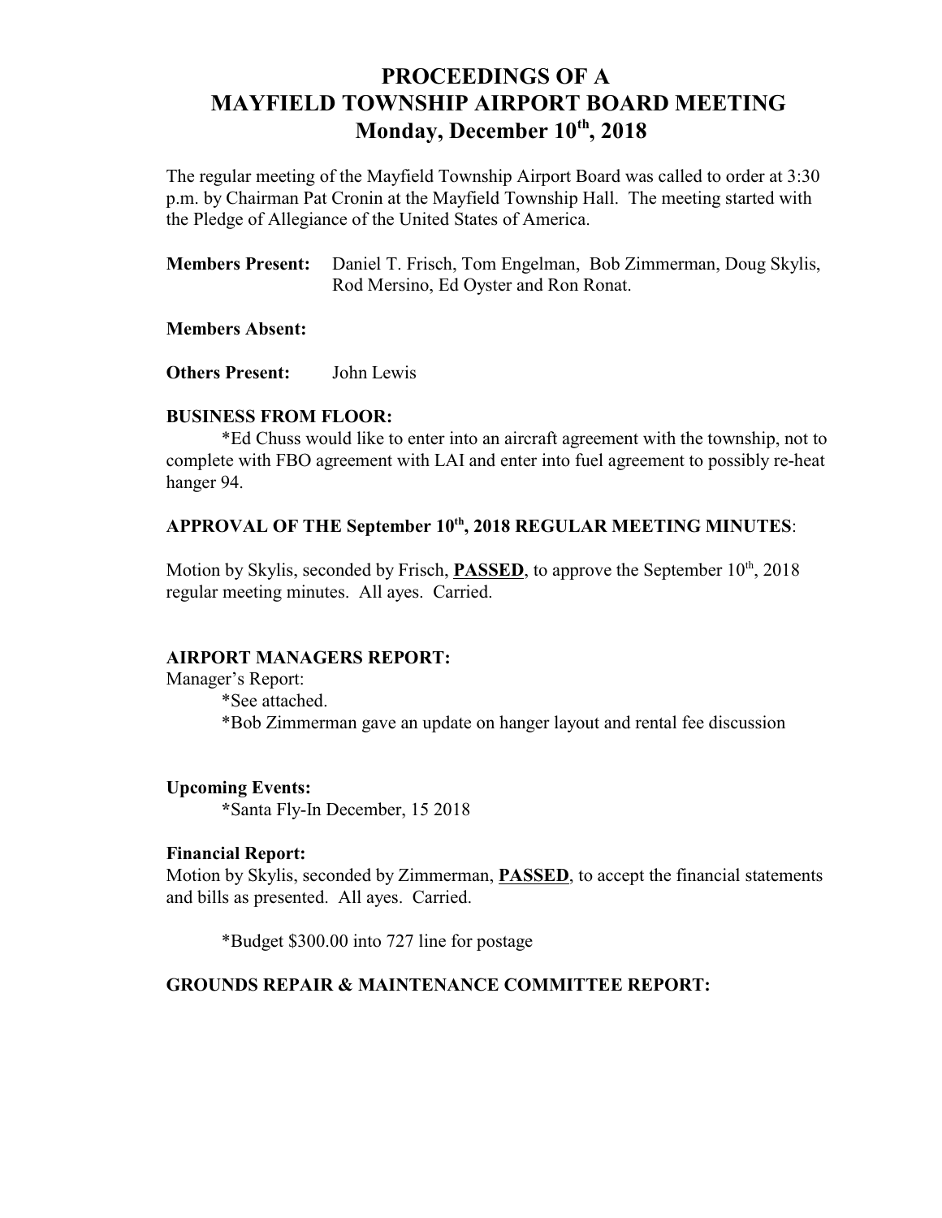# PROCEEDINGS OF A MAYFIELD TOWNSHIP AIRPORT BOARD MEETING
## Monday, December 10th, 2018

The regular meeting of the Mayfield Township Airport Board was called to order at 3:30 p.m. by Chairman Pat Cronin at the Mayfield Township Hall. The meeting started with the Pledge of Allegiance of the United States of America.

**Members Present:** Daniel T. Frisch, Tom Engelman, Bob Zimmerman, Doug Skylis, Rod Mersino, Ed Oyster and Ron Ronat.

**Members Absent:**

**Others Present:** John Lewis

**BUSINESS FROM FLOOR:**

*Ed Chuss would like to enter into an aircraft agreement with the township, not to complete with FBO agreement with LAI and enter into fuel agreement to possibly re-heat hanger 94.

**APPROVAL OF THE September 10th, 2018 REGULAR MEETING MINUTES**:

Motion by Skylis, seconded by Frisch, **PASSED**, to approve the September 10th, 2018 regular meeting minutes. All ayes. Carried.

**AIRPORT MANAGERS REPORT:**

Manager's Report:

*See attached.

*Bob Zimmerman gave an update on hanger layout and rental fee discussion

**Upcoming Events:**

*Santa Fly-In December, 15 2018

**Financial Report:**

Motion by Skylis, seconded by Zimmerman, **PASSED**, to accept the financial statements and bills as presented. All ayes. Carried.

*Budget $300.00 into 727 line for postage

**GROUNDS REPAIR & MAINTENANCE COMMITTEE REPORT:**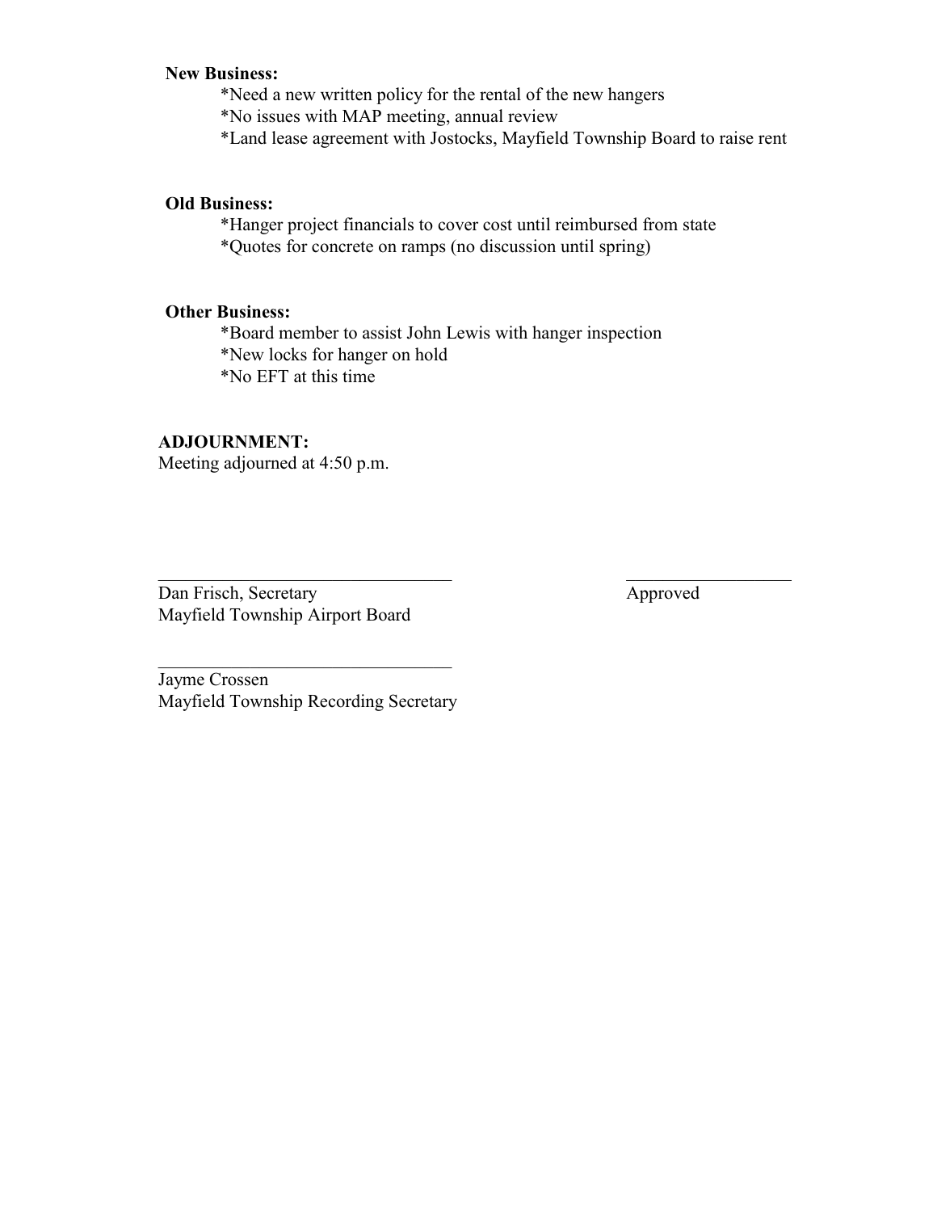**New Business:**

*Need a new written policy for the rental of the new hangers
*No issues with MAP meeting, annual review
*Land lease agreement with Jostocks, Mayfield Township Board to raise rent

**Old Business:**

*Hanger project financials to cover cost until reimbursed from state
*Quotes for concrete on ramps (no discussion until spring)

**Other Business:**

*Board member to assist John Lewis with hanger inspection
*New locks for hanger on hold
*No EFT at this time

**ADJOURNMENT:**

Meeting adjourned at 4:50 p.m.

\_\_\_\_\_\_\_\_\_\_\_\_\_\_\_\_\_\_\_\_\_\_\_\_\_\_\_\_\_\_\_\_ \_\_\_\_\_\_\_\_\_\_\_\_\_\_\_\_\_\_

Dan Frisch, Secretary — Approved

Mayfield Township Airport Board

\_\_\_\_\_\_\_\_\_\_\_\_\_\_\_\_\_\_\_\_\_\_\_\_\_\_\_\_\_\_\_\_

Jayme Crossen

Mayfield Township Recording Secretary